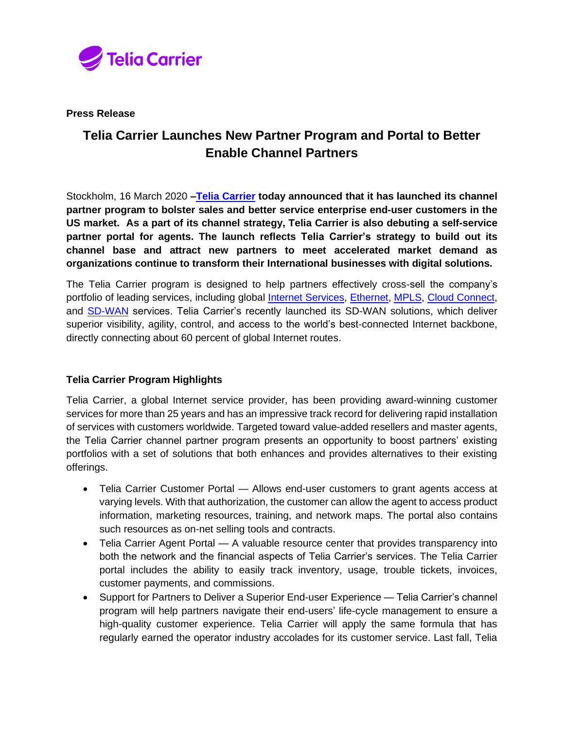**Press Release**

# Telia Carrier Launches New Partner Program and Portal to Better Enable Channel Partners

Stockholm, 16 March 2020 **–[Telia Carrier](#) today announced that it has launched its channel partner program to bolster sales and better service enterprise end-user customers in the US market. As a part of its channel strategy, Telia Carrier is also debuting a self-service partner portal for agents. The launch reflects Telia Carrier's strategy to build out its channel base and attract new partners to meet accelerated market demand as organizations continue to transform their International businesses with digital solutions.**

The Telia Carrier program is designed to help partners effectively cross-sell the company's portfolio of leading services, including global Internet Services, Ethernet, MPLS, Cloud Connect, and SD-WAN services. Telia Carrier's recently launched its SD-WAN solutions, which deliver superior visibility, agility, control, and access to the world's best-connected Internet backbone, directly connecting about 60 percent of global Internet routes.

## Telia Carrier Program Highlights

Telia Carrier, a global Internet service provider, has been providing award-winning customer services for more than 25 years and has an impressive track record for delivering rapid installation of services with customers worldwide. Targeted toward value-added resellers and master agents, the Telia Carrier channel partner program presents an opportunity to boost partners' existing portfolios with a set of solutions that both enhances and provides alternatives to their existing offerings.

- Telia Carrier Customer Portal — Allows end-user customers to grant agents access at varying levels. With that authorization, the customer can allow the agent to access product information, marketing resources, training, and network maps. The portal also contains such resources as on-net selling tools and contracts.
- Telia Carrier Agent Portal — A valuable resource center that provides transparency into both the network and the financial aspects of Telia Carrier's services. The Telia Carrier portal includes the ability to easily track inventory, usage, trouble tickets, invoices, customer payments, and commissions.
- Support for Partners to Deliver a Superior End-user Experience — Telia Carrier's channel program will help partners navigate their end-users' life-cycle management to ensure a high-quality customer experience. Telia Carrier will apply the same formula that has regularly earned the operator industry accolades for its customer service. Last fall, Telia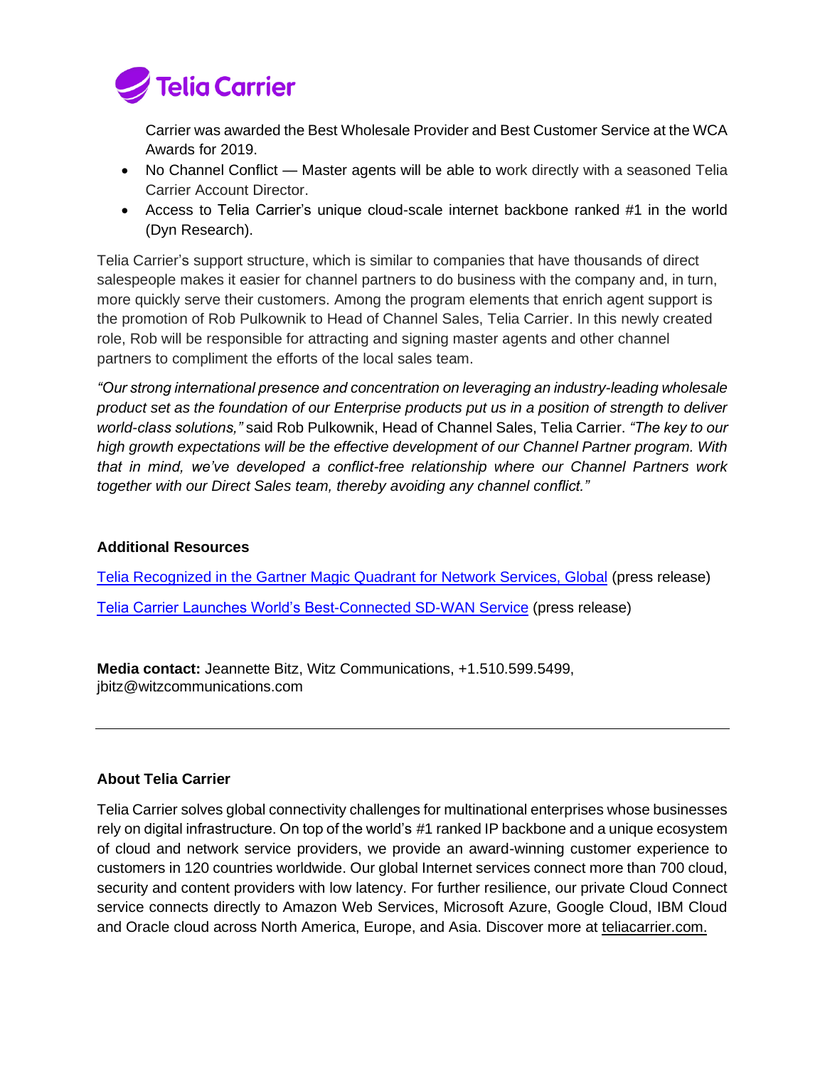Carrier was awarded the Best Wholesale Provider and Best Customer Service at the WCA Awards for 2019.

- No Channel Conflict — Master agents will be able to work directly with a seasoned Telia Carrier Account Director.
- Access to Telia Carrier's unique cloud-scale internet backbone ranked #1 in the world (Dyn Research).

Telia Carrier's support structure, which is similar to companies that have thousands of direct salespeople makes it easier for channel partners to do business with the company and, in turn, more quickly serve their customers. Among the program elements that enrich agent support is the promotion of Rob Pulkownik to Head of Channel Sales, Telia Carrier. In this newly created role, Rob will be responsible for attracting and signing master agents and other channel partners to compliment the efforts of the local sales team.

*"Our strong international presence and concentration on leveraging an industry-leading wholesale product set as the foundation of our Enterprise products put us in a position of strength to deliver world-class solutions,"* said Rob Pulkownik, Head of Channel Sales, Telia Carrier. *"The key to our high growth expectations will be the effective development of our Channel Partner program. With that in mind, we've developed a conflict-free relationship where our Channel Partners work together with our Direct Sales team, thereby avoiding any channel conflict."*

**Additional Resources**

Telia Recognized in the Gartner Magic Quadrant for Network Services, Global (press release)

Telia Carrier Launches World's Best-Connected SD-WAN Service (press release)

**Media contact:** Jeannette Bitz, Witz Communications, +1.510.599.5499, jbitz@witzcommunications.com

---

**About Telia Carrier**

Telia Carrier solves global connectivity challenges for multinational enterprises whose businesses rely on digital infrastructure. On top of the world's #1 ranked IP backbone and a unique ecosystem of cloud and network service providers, we provide an award-winning customer experience to customers in 120 countries worldwide. Our global Internet services connect more than 700 cloud, security and content providers with low latency. For further resilience, our private Cloud Connect service connects directly to Amazon Web Services, Microsoft Azure, Google Cloud, IBM Cloud and Oracle cloud across North America, Europe, and Asia. Discover more at teliacarrier.com.